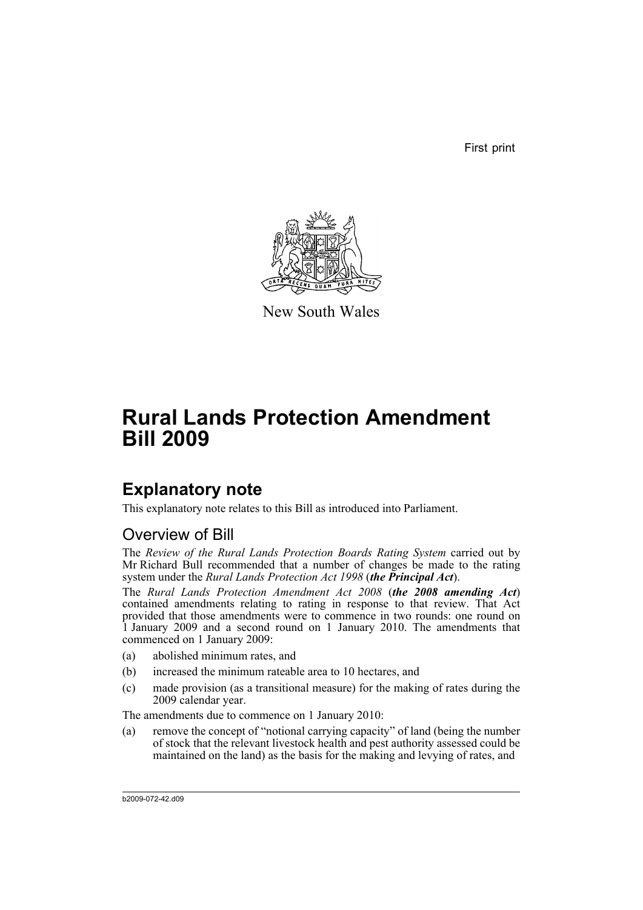First print

New South Wales

# Rural Lands Protection Amendment Bill 2009

## Explanatory note

This explanatory note relates to this Bill as introduced into Parliament.

### Overview of Bill

The *Review of the Rural Lands Protection Boards Rating System* carried out by Mr Richard Bull recommended that a number of changes be made to the rating system under the *Rural Lands Protection Act 1998* (***the Principal Act***).

The *Rural Lands Protection Amendment Act 2008* (***the 2008 amending Act***) contained amendments relating to rating in response to that review. That Act provided that those amendments were to commence in two rounds: one round on 1 January 2009 and a second round on 1 January 2010. The amendments that commenced on 1 January 2009:

(a) abolished minimum rates, and

(b) increased the minimum rateable area to 10 hectares, and

(c) made provision (as a transitional measure) for the making of rates during the 2009 calendar year.

The amendments due to commence on 1 January 2010:

(a) remove the concept of "notional carrying capacity" of land (being the number of stock that the relevant livestock health and pest authority assessed could be maintained on the land) as the basis for the making and levying of rates, and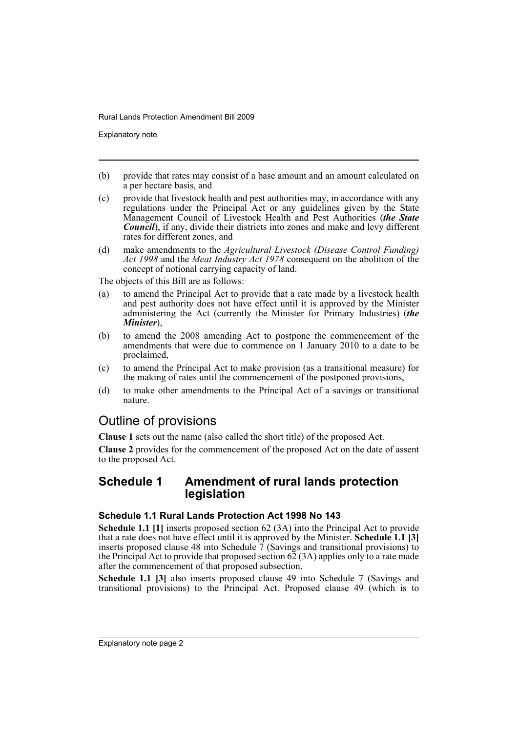(b) provide that rates may consist of a base amount and an amount calculated on a per hectare basis, and

(c) provide that livestock health and pest authorities may, in accordance with any regulations under the Principal Act or any guidelines given by the State Management Council of Livestock Health and Pest Authorities (***the State Council***), if any, divide their districts into zones and make and levy different rates for different zones, and

(d) make amendments to the *Agricultural Livestock (Disease Control Funding) Act 1998* and the *Meat Industry Act 1978* consequent on the abolition of the concept of notional carrying capacity of land.

The objects of this Bill are as follows:

(a) to amend the Principal Act to provide that a rate made by a livestock health and pest authority does not have effect until it is approved by the Minister administering the Act (currently the Minister for Primary Industries) (***the Minister***),

(b) to amend the 2008 amending Act to postpone the commencement of the amendments that were due to commence on 1 January 2010 to a date to be proclaimed,

(c) to amend the Principal Act to make provision (as a transitional measure) for the making of rates until the commencement of the postponed provisions,

(d) to make other amendments to the Principal Act of a savings or transitional nature.

# Outline of provisions

**Clause 1** sets out the name (also called the short title) of the proposed Act.

**Clause 2** provides for the commencement of the proposed Act on the date of assent to the proposed Act.

## Schedule 1 Amendment of rural lands protection legislation

### Schedule 1.1 Rural Lands Protection Act 1998 No 143

**Schedule 1.1 [1]** inserts proposed section 62 (3A) into the Principal Act to provide that a rate does not have effect until it is approved by the Minister. **Schedule 1.1 [3]** inserts proposed clause 48 into Schedule 7 (Savings and transitional provisions) to the Principal Act to provide that proposed section 62 (3A) applies only to a rate made after the commencement of that proposed subsection.

**Schedule 1.1 [3]** also inserts proposed clause 49 into Schedule 7 (Savings and transitional provisions) to the Principal Act. Proposed clause 49 (which is to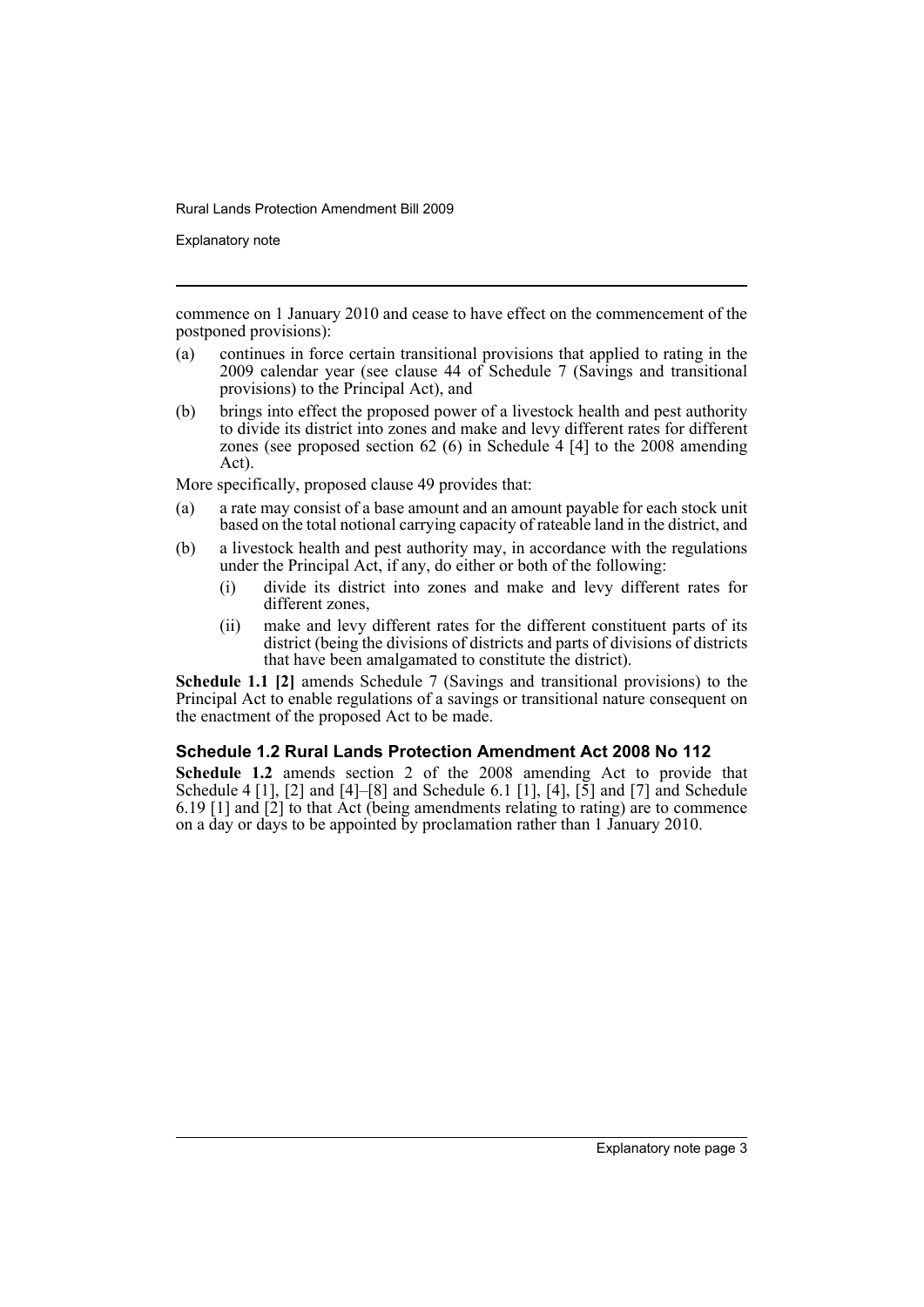commence on 1 January 2010 and cease to have effect on the commencement of the postponed provisions):

(a) continues in force certain transitional provisions that applied to rating in the 2009 calendar year (see clause 44 of Schedule 7 (Savings and transitional provisions) to the Principal Act), and

(b) brings into effect the proposed power of a livestock health and pest authority to divide its district into zones and make and levy different rates for different zones (see proposed section 62 (6) in Schedule 4 [4] to the 2008 amending Act).

More specifically, proposed clause 49 provides that:

(a) a rate may consist of a base amount and an amount payable for each stock unit based on the total notional carrying capacity of rateable land in the district, and

(b) a livestock health and pest authority may, in accordance with the regulations under the Principal Act, if any, do either or both of the following:

  (i) divide its district into zones and make and levy different rates for different zones,

  (ii) make and levy different rates for the different constituent parts of its district (being the divisions of districts and parts of divisions of districts that have been amalgamated to constitute the district).

**Schedule 1.1 [2]** amends Schedule 7 (Savings and transitional provisions) to the Principal Act to enable regulations of a savings or transitional nature consequent on the enactment of the proposed Act to be made.

### Schedule 1.2 Rural Lands Protection Amendment Act 2008 No 112

**Schedule 1.2** amends section 2 of the 2008 amending Act to provide that Schedule 4 [1], [2] and [4]–[8] and Schedule 6.1 [1], [4], [5] and [7] and Schedule 6.19 [1] and [2] to that Act (being amendments relating to rating) are to commence on a day or days to be appointed by proclamation rather than 1 January 2010.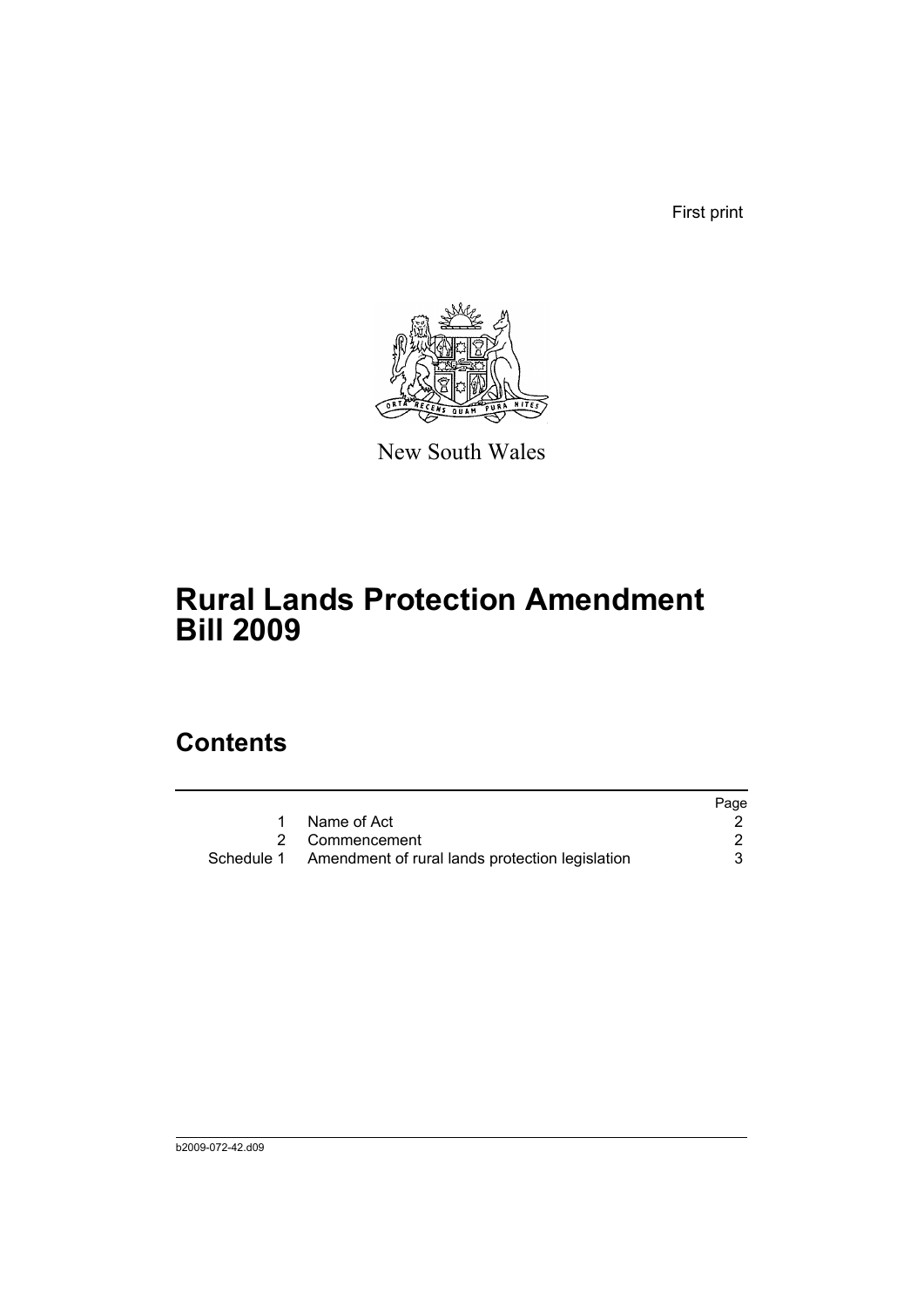First print

New South Wales

# Rural Lands Protection Amendment Bill 2009

## Contents

| | | Page |
|---|---|---|
| 1 | Name of Act | 2 |
| 2 | Commencement | 2 |
| Schedule 1 | Amendment of rural lands protection legislation | 3 |

b2009-072-42.d09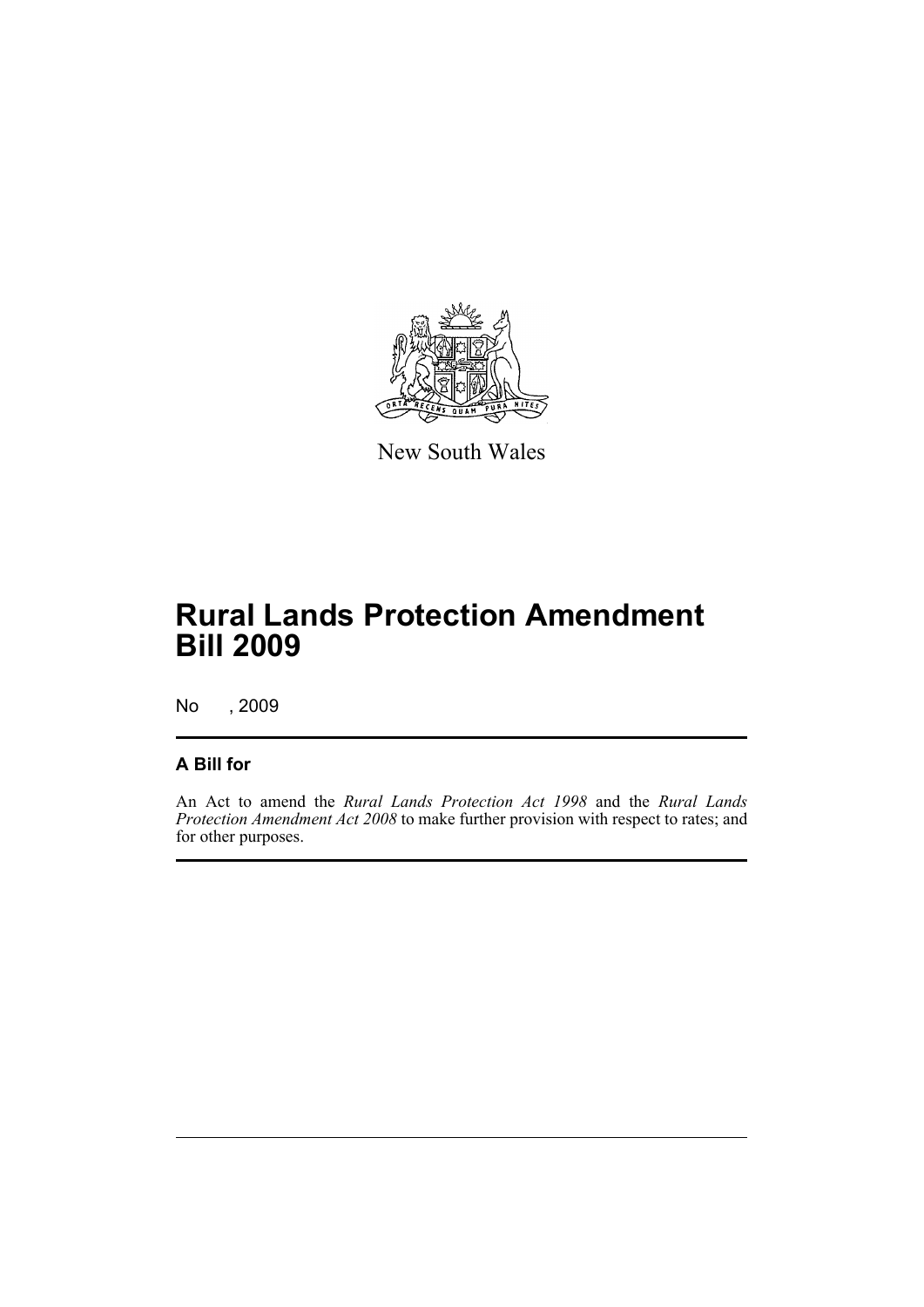New South Wales

# Rural Lands Protection Amendment Bill 2009

No , 2009

## A Bill for

An Act to amend the *Rural Lands Protection Act 1998* and the *Rural Lands Protection Amendment Act 2008* to make further provision with respect to rates; and for other purposes.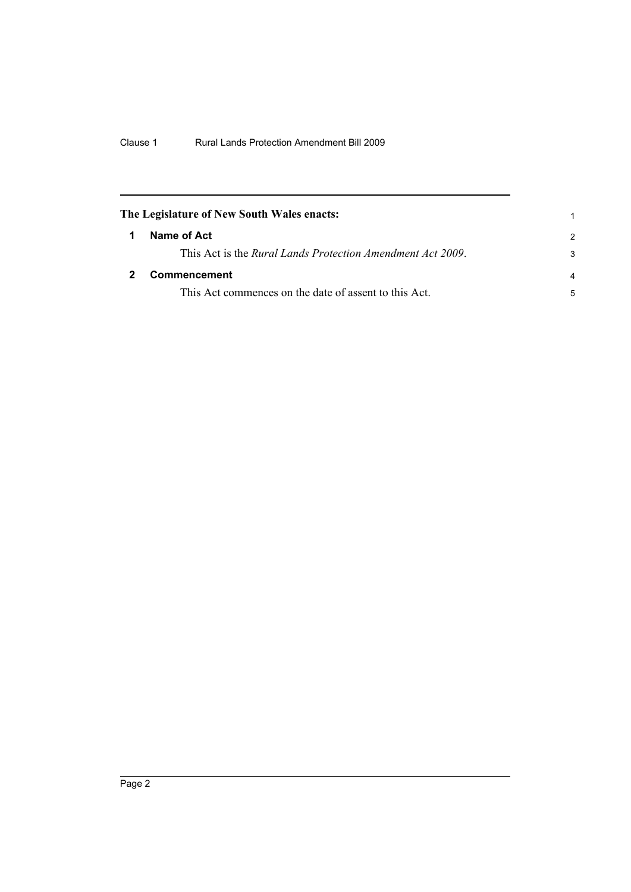**The Legislature of New South Wales enacts:**

## 1 Name of Act

This Act is the *Rural Lands Protection Amendment Act 2009*.

## 2 Commencement

This Act commences on the date of assent to this Act.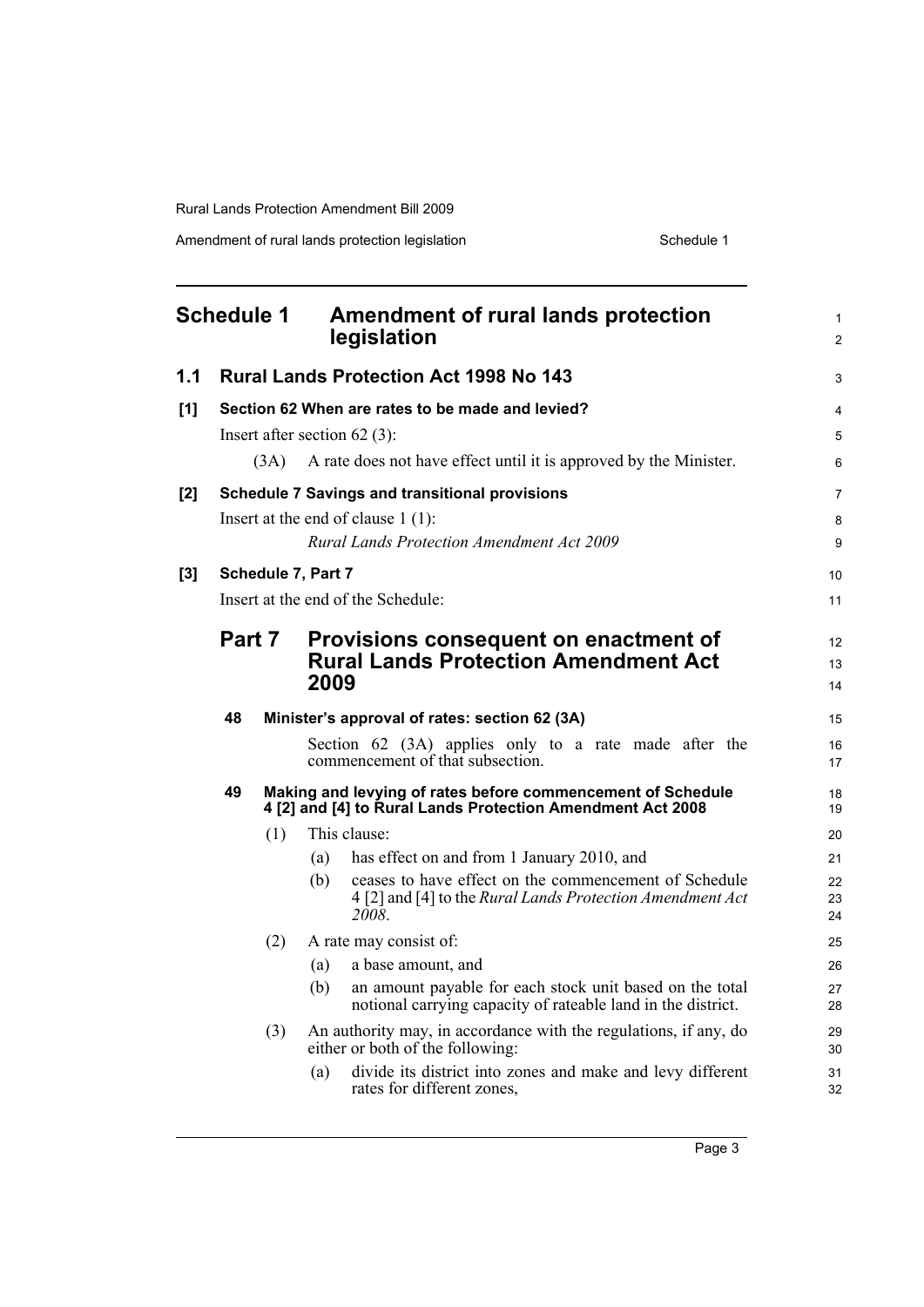## Schedule 1 Amendment of rural lands protection legislation

### 1.1 Rural Lands Protection Act 1998 No 143

**[1] Section 62 When are rates to be made and levied?**

Insert after section 62 (3):

(3A) A rate does not have effect until it is approved by the Minister.

**[2] Schedule 7 Savings and transitional provisions**

Insert at the end of clause 1 (1):

*Rural Lands Protection Amendment Act 2009*

**[3] Schedule 7, Part 7**

Insert at the end of the Schedule:

## Part 7 Provisions consequent on enactment of Rural Lands Protection Amendment Act 2009

**48 Minister's approval of rates: section 62 (3A)**

Section 62 (3A) applies only to a rate made after the commencement of that subsection.

**49 Making and levying of rates before commencement of Schedule 4 [2] and [4] to Rural Lands Protection Amendment Act 2008**

(1) This clause:

(a) has effect on and from 1 January 2010, and

(b) ceases to have effect on the commencement of Schedule 4 [2] and [4] to the *Rural Lands Protection Amendment Act 2008*.

(2) A rate may consist of:

(a) a base amount, and

(b) an amount payable for each stock unit based on the total notional carrying capacity of rateable land in the district.

(3) An authority may, in accordance with the regulations, if any, do either or both of the following:

(a) divide its district into zones and make and levy different rates for different zones,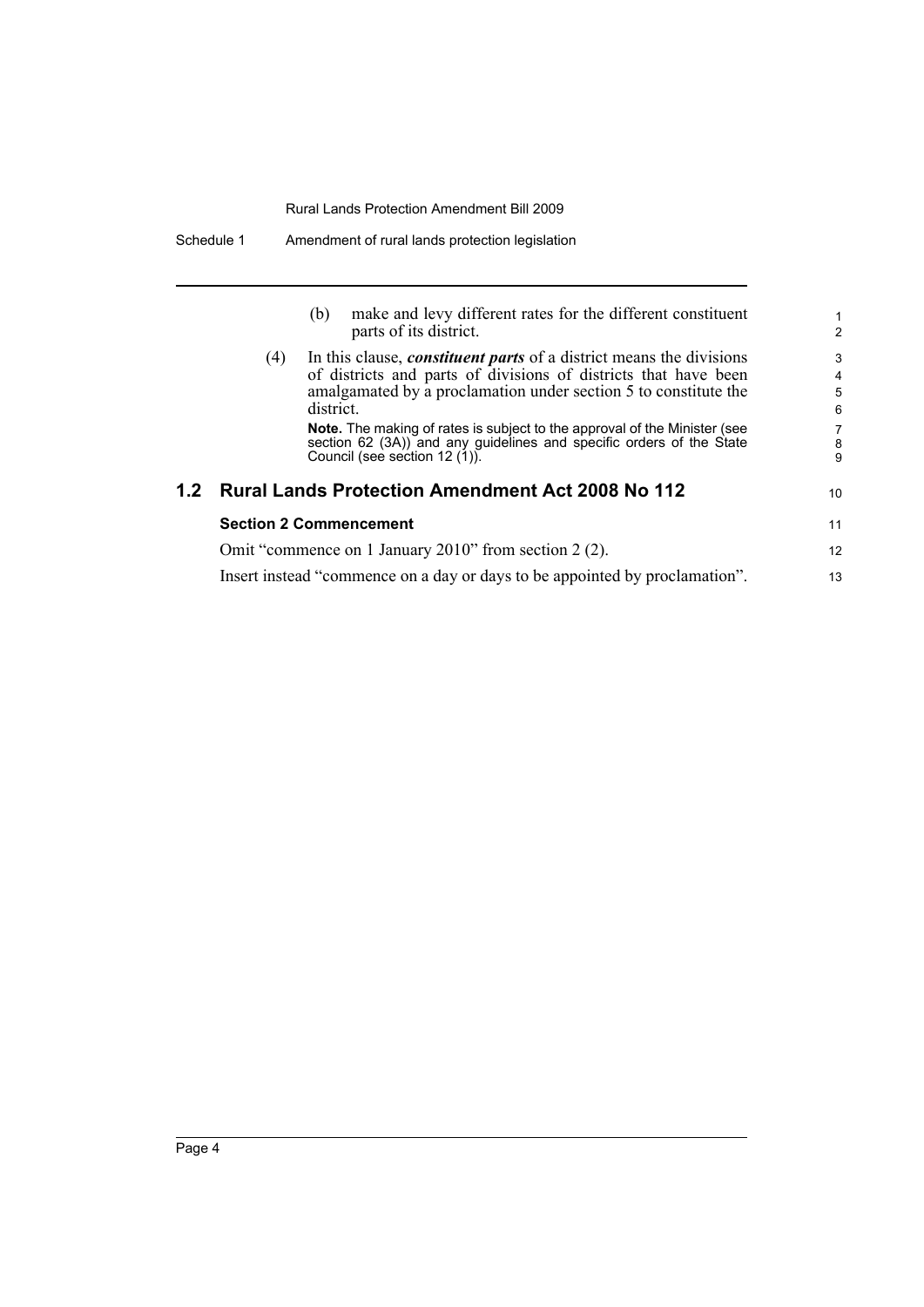(b) make and levy different rates for the different constituent parts of its district.

(4) In this clause, ***constituent parts*** of a district means the divisions of districts and parts of divisions of districts that have been amalgamated by a proclamation under section 5 to constitute the district.

**Note.** The making of rates is subject to the approval of the Minister (see section 62 (3A)) and any guidelines and specific orders of the State Council (see section 12 (1)).

## 1.2 Rural Lands Protection Amendment Act 2008 No 112

### Section 2 Commencement

Omit "commence on 1 January 2010" from section 2 (2).

Insert instead "commence on a day or days to be appointed by proclamation".